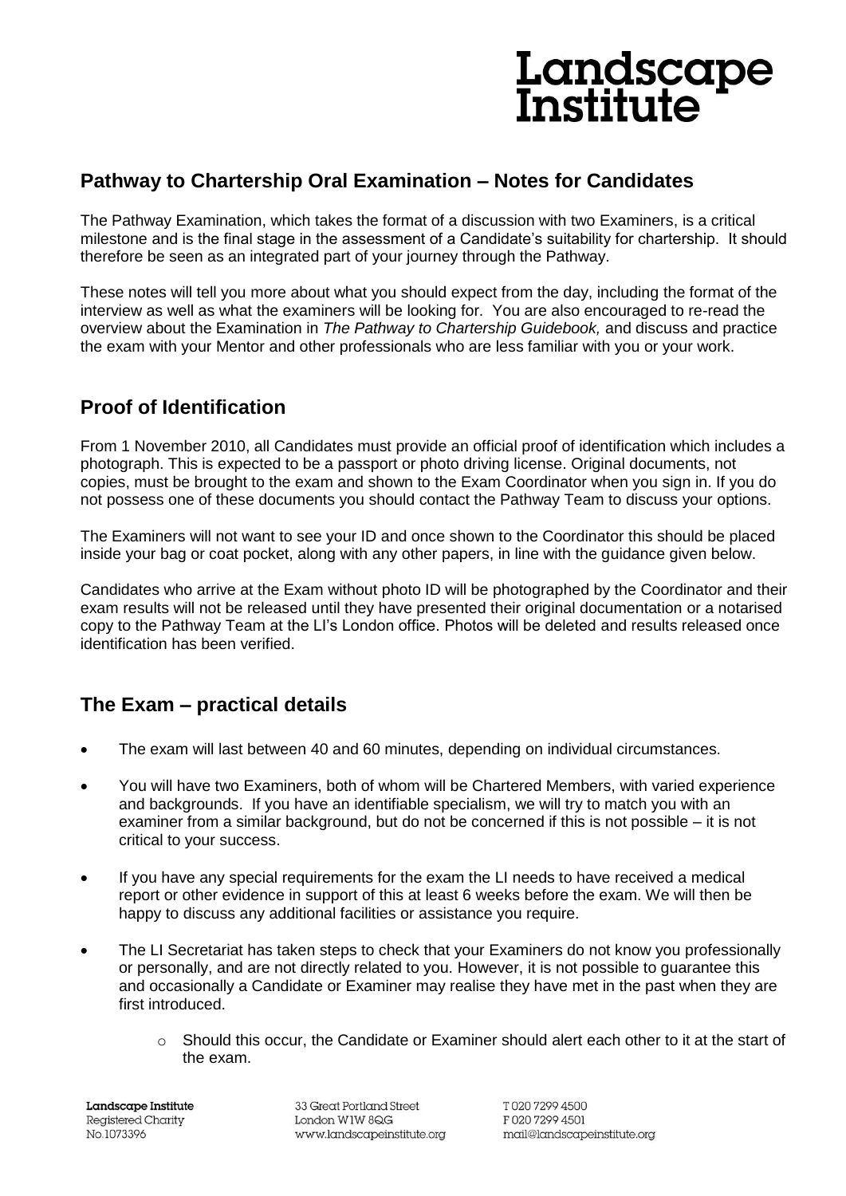Landscape Institute

## Pathway to Chartership Oral Examination – Notes for Candidates

The Pathway Examination, which takes the format of a discussion with two Examiners, is a critical milestone and is the final stage in the assessment of a Candidate's suitability for chartership. It should therefore be seen as an integrated part of your journey through the Pathway.

These notes will tell you more about what you should expect from the day, including the format of the interview as well as what the examiners will be looking for. You are also encouraged to re-read the overview about the Examination in *The Pathway to Chartership Guidebook,* and discuss and practice the exam with your Mentor and other professionals who are less familiar with you or your work.

## Proof of Identification

From 1 November 2010, all Candidates must provide an official proof of identification which includes a photograph. This is expected to be a passport or photo driving license. Original documents, not copies, must be brought to the exam and shown to the Exam Coordinator when you sign in. If you do not possess one of these documents you should contact the Pathway Team to discuss your options.

The Examiners will not want to see your ID and once shown to the Coordinator this should be placed inside your bag or coat pocket, along with any other papers, in line with the guidance given below.

Candidates who arrive at the Exam without photo ID will be photographed by the Coordinator and their exam results will not be released until they have presented their original documentation or a notarised copy to the Pathway Team at the LI's London office. Photos will be deleted and results released once identification has been verified.

## The Exam – practical details

- The exam will last between 40 and 60 minutes, depending on individual circumstances.
- You will have two Examiners, both of whom will be Chartered Members, with varied experience and backgrounds. If you have an identifiable specialism, we will try to match you with an examiner from a similar background, but do not be concerned if this is not possible – it is not critical to your success.
- If you have any special requirements for the exam the LI needs to have received a medical report or other evidence in support of this at least 6 weeks before the exam. We will then be happy to discuss any additional facilities or assistance you require.
- The LI Secretariat has taken steps to check that your Examiners do not know you professionally or personally, and are not directly related to you. However, it is not possible to guarantee this and occasionally a Candidate or Examiner may realise they have met in the past when they are first introduced.
    - Should this occur, the Candidate or Examiner should alert each other to it at the start of the exam.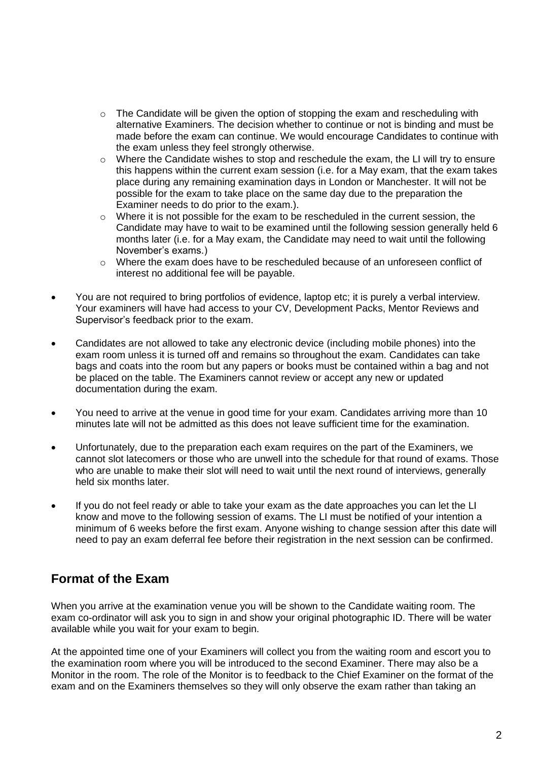- The Candidate will be given the option of stopping the exam and rescheduling with alternative Examiners. The decision whether to continue or not is binding and must be made before the exam can continue. We would encourage Candidates to continue with the exam unless they feel strongly otherwise.
  - Where the Candidate wishes to stop and reschedule the exam, the LI will try to ensure this happens within the current exam session (i.e. for a May exam, that the exam takes place during any remaining examination days in London or Manchester. It will not be possible for the exam to take place on the same day due to the preparation the Examiner needs to do prior to the exam.).
  - Where it is not possible for the exam to be rescheduled in the current session, the Candidate may have to wait to be examined until the following session generally held 6 months later (i.e. for a May exam, the Candidate may need to wait until the following November's exams.)
  - Where the exam does have to be rescheduled because of an unforeseen conflict of interest no additional fee will be payable.

- You are not required to bring portfolios of evidence, laptop etc; it is purely a verbal interview. Your examiners will have had access to your CV, Development Packs, Mentor Reviews and Supervisor's feedback prior to the exam.

- Candidates are not allowed to take any electronic device (including mobile phones) into the exam room unless it is turned off and remains so throughout the exam. Candidates can take bags and coats into the room but any papers or books must be contained within a bag and not be placed on the table. The Examiners cannot review or accept any new or updated documentation during the exam.

- You need to arrive at the venue in good time for your exam. Candidates arriving more than 10 minutes late will not be admitted as this does not leave sufficient time for the examination.

- Unfortunately, due to the preparation each exam requires on the part of the Examiners, we cannot slot latecomers or those who are unwell into the schedule for that round of exams. Those who are unable to make their slot will need to wait until the next round of interviews, generally held six months later.

- If you do not feel ready or able to take your exam as the date approaches you can let the LI know and move to the following session of exams. The LI must be notified of your intention a minimum of 6 weeks before the first exam. Anyone wishing to change session after this date will need to pay an exam deferral fee before their registration in the next session can be confirmed.

## Format of the Exam

When you arrive at the examination venue you will be shown to the Candidate waiting room. The exam co-ordinator will ask you to sign in and show your original photographic ID. There will be water available while you wait for your exam to begin.

At the appointed time one of your Examiners will collect you from the waiting room and escort you to the examination room where you will be introduced to the second Examiner. There may also be a Monitor in the room. The role of the Monitor is to feedback to the Chief Examiner on the format of the exam and on the Examiners themselves so they will only observe the exam rather than taking an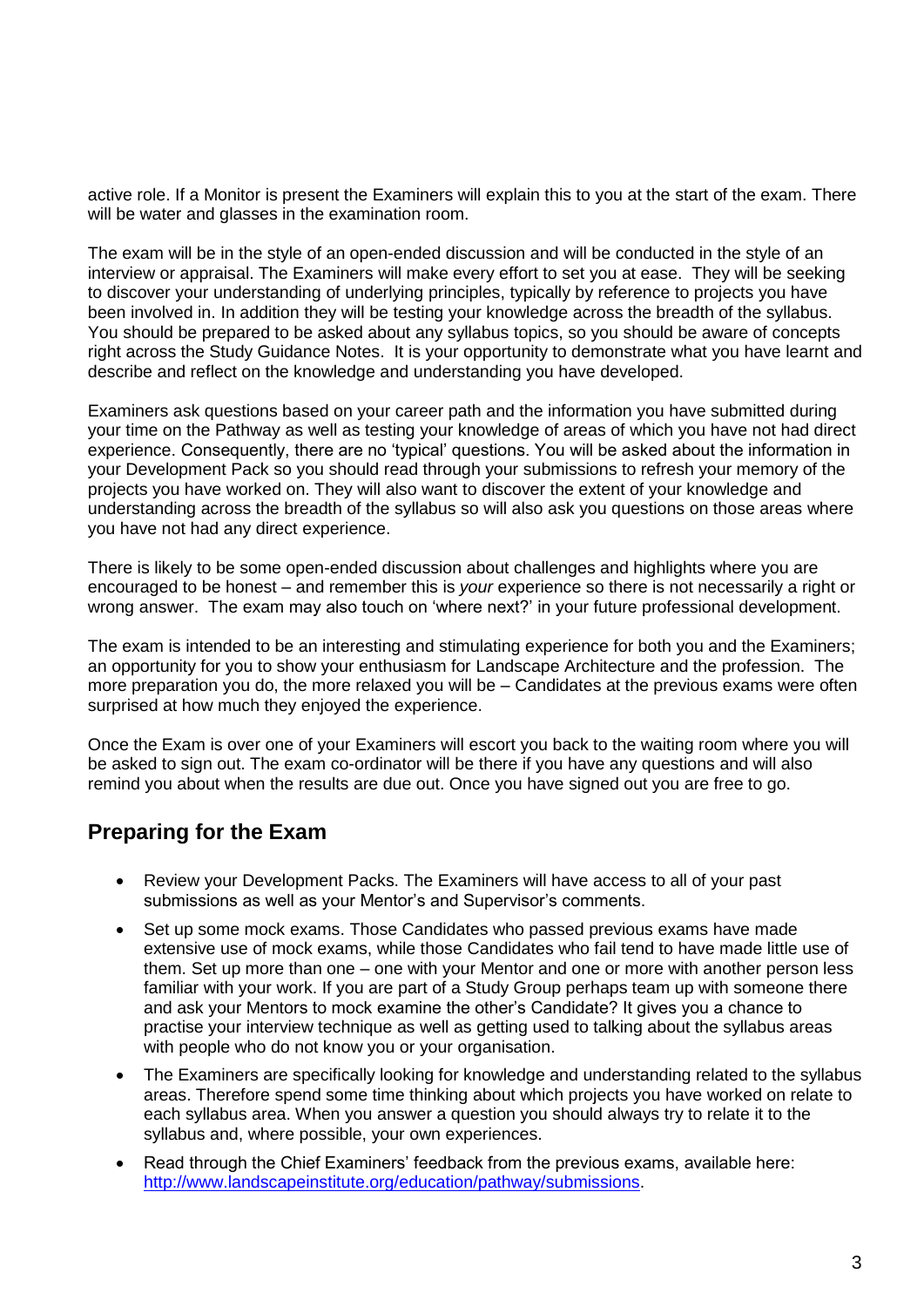active role. If a Monitor is present the Examiners will explain this to you at the start of the exam. There will be water and glasses in the examination room.

The exam will be in the style of an open-ended discussion and will be conducted in the style of an interview or appraisal. The Examiners will make every effort to set you at ease. They will be seeking to discover your understanding of underlying principles, typically by reference to projects you have been involved in. In addition they will be testing your knowledge across the breadth of the syllabus. You should be prepared to be asked about any syllabus topics, so you should be aware of concepts right across the Study Guidance Notes. It is your opportunity to demonstrate what you have learnt and describe and reflect on the knowledge and understanding you have developed.

Examiners ask questions based on your career path and the information you have submitted during your time on the Pathway as well as testing your knowledge of areas of which you have not had direct experience. Consequently, there are no 'typical' questions. You will be asked about the information in your Development Pack so you should read through your submissions to refresh your memory of the projects you have worked on. They will also want to discover the extent of your knowledge and understanding across the breadth of the syllabus so will also ask you questions on those areas where you have not had any direct experience.

There is likely to be some open-ended discussion about challenges and highlights where you are encouraged to be honest – and remember this is *your* experience so there is not necessarily a right or wrong answer. The exam may also touch on 'where next?' in your future professional development.

The exam is intended to be an interesting and stimulating experience for both you and the Examiners; an opportunity for you to show your enthusiasm for Landscape Architecture and the profession. The more preparation you do, the more relaxed you will be – Candidates at the previous exams were often surprised at how much they enjoyed the experience.

Once the Exam is over one of your Examiners will escort you back to the waiting room where you will be asked to sign out. The exam co-ordinator will be there if you have any questions and will also remind you about when the results are due out. Once you have signed out you are free to go.

## Preparing for the Exam

- Review your Development Packs. The Examiners will have access to all of your past submissions as well as your Mentor's and Supervisor's comments.
- Set up some mock exams. Those Candidates who passed previous exams have made extensive use of mock exams, while those Candidates who fail tend to have made little use of them. Set up more than one – one with your Mentor and one or more with another person less familiar with your work. If you are part of a Study Group perhaps team up with someone there and ask your Mentors to mock examine the other's Candidate? It gives you a chance to practise your interview technique as well as getting used to talking about the syllabus areas with people who do not know you or your organisation.
- The Examiners are specifically looking for knowledge and understanding related to the syllabus areas. Therefore spend some time thinking about which projects you have worked on relate to each syllabus area. When you answer a question you should always try to relate it to the syllabus and, where possible, your own experiences.
- Read through the Chief Examiners' feedback from the previous exams, available here: [http://www.landscapeinstitute.org/education/pathway/submissions](http://www.landscapeinstitute.org/education/pathway/submissions).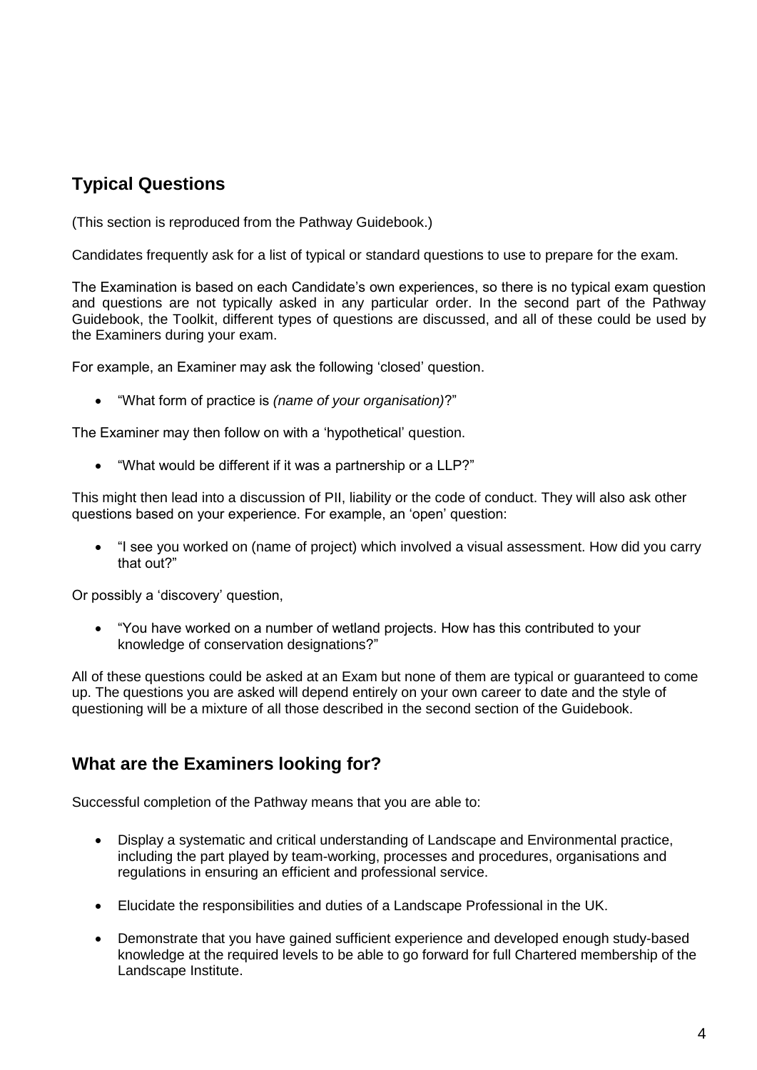## Typical Questions

(This section is reproduced from the Pathway Guidebook.)

Candidates frequently ask for a list of typical or standard questions to use to prepare for the exam.

The Examination is based on each Candidate's own experiences, so there is no typical exam question and questions are not typically asked in any particular order. In the second part of the Pathway Guidebook, the Toolkit, different types of questions are discussed, and all of these could be used by the Examiners during your exam.

For example, an Examiner may ask the following 'closed' question.

- "What form of practice is *(name of your organisation)*?"

The Examiner may then follow on with a 'hypothetical' question.

- "What would be different if it was a partnership or a LLP?"

This might then lead into a discussion of PII, liability or the code of conduct. They will also ask other questions based on your experience. For example, an 'open' question:

- "I see you worked on (name of project) which involved a visual assessment. How did you carry that out?"

Or possibly a 'discovery' question,

- "You have worked on a number of wetland projects. How has this contributed to your knowledge of conservation designations?"

All of these questions could be asked at an Exam but none of them are typical or guaranteed to come up. The questions you are asked will depend entirely on your own career to date and the style of questioning will be a mixture of all those described in the second section of the Guidebook.

## What are the Examiners looking for?

Successful completion of the Pathway means that you are able to:

- Display a systematic and critical understanding of Landscape and Environmental practice, including the part played by team-working, processes and procedures, organisations and regulations in ensuring an efficient and professional service.
- Elucidate the responsibilities and duties of a Landscape Professional in the UK.
- Demonstrate that you have gained sufficient experience and developed enough study-based knowledge at the required levels to be able to go forward for full Chartered membership of the Landscape Institute.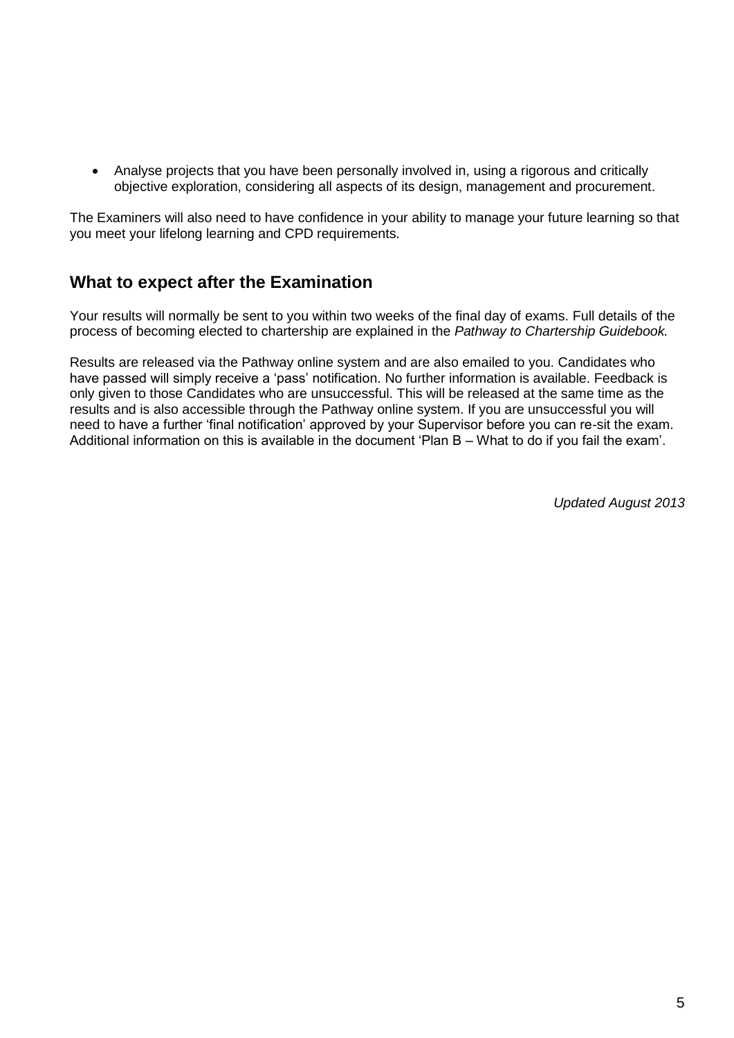- Analyse projects that you have been personally involved in, using a rigorous and critically objective exploration, considering all aspects of its design, management and procurement.

The Examiners will also need to have confidence in your ability to manage your future learning so that you meet your lifelong learning and CPD requirements.

## What to expect after the Examination

Your results will normally be sent to you within two weeks of the final day of exams. Full details of the process of becoming elected to chartership are explained in the *Pathway to Chartership Guidebook.*

Results are released via the Pathway online system and are also emailed to you. Candidates who have passed will simply receive a 'pass' notification. No further information is available. Feedback is only given to those Candidates who are unsuccessful. This will be released at the same time as the results and is also accessible through the Pathway online system. If you are unsuccessful you will need to have a further 'final notification' approved by your Supervisor before you can re-sit the exam. Additional information on this is available in the document 'Plan B – What to do if you fail the exam'.

*Updated August 2013*